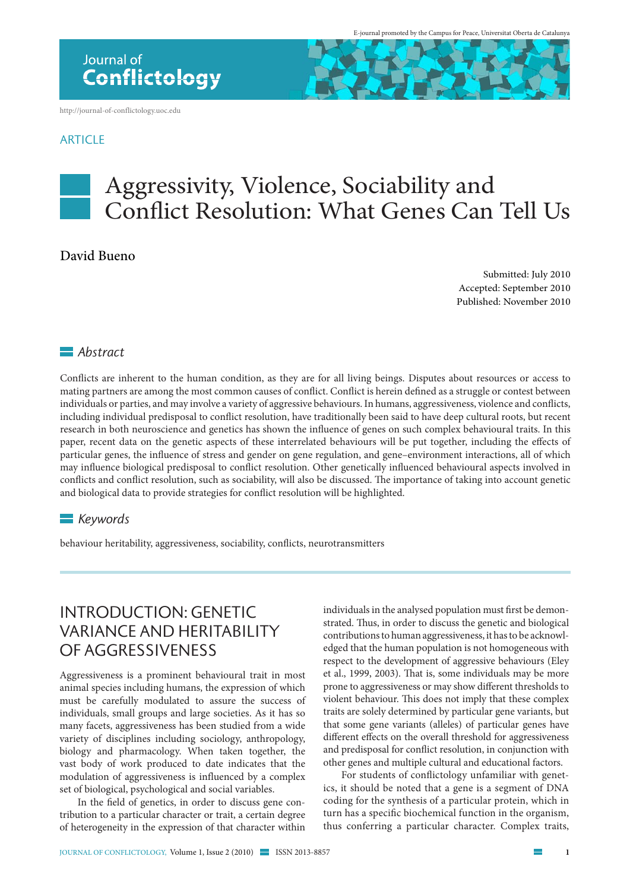ARTICLE

# Aggressivity, Violence, Sociability and Conflict Resolution: What Genes Can Tell Us

**David Bueno**

Submitted: July 2010
Accepted: September 2010
Published: November 2010

## *Abstract*

Conflicts are inherent to the human condition, as they are for all living beings. Disputes about resources or access to mating partners are among the most common causes of conflict. Conflict is herein defined as a struggle or contest between individuals or parties, and may involve a variety of aggressive behaviours. In humans, aggressiveness, violence and conflicts, including individual predisposal to conflict resolution, have traditionally been said to have deep cultural roots, but recent research in both neuroscience and genetics has shown the influence of genes on such complex behavioural traits. In this paper, recent data on the genetic aspects of these interrelated behaviours will be put together, including the effects of particular genes, the influence of stress and gender on gene regulation, and gene–environment interactions, all of which may influence biological predisposal to conflict resolution. Other genetically influenced behavioural aspects involved in conflicts and conflict resolution, such as sociability, will also be discussed. The importance of taking into account genetic and biological data to provide strategies for conflict resolution will be highlighted.

## *Keywords*

behaviour heritability, aggressiveness, sociability, conflicts, neurotransmitters

## INTRODUCTION: GENETIC VARIANCE AND HERITABILITY OF AGGRESSIVENESS

Aggressiveness is a prominent behavioural trait in most animal species including humans, the expression of which must be carefully modulated to assure the success of individuals, small groups and large societies. As it has so many facets, aggressiveness has been studied from a wide variety of disciplines including sociology, anthropology, biology and pharmacology. When taken together, the vast body of work produced to date indicates that the modulation of aggressiveness is influenced by a complex set of biological, psychological and social variables.

In the field of genetics, in order to discuss gene contribution to a particular character or trait, a certain degree of heterogeneity in the expression of that character within individuals in the analysed population must first be demonstrated. Thus, in order to discuss the genetic and biological contributions to human aggressiveness, it has to be acknowledged that the human population is not homogeneous with respect to the development of aggressive behaviours (Eley et al., 1999, 2003). That is, some individuals may be more prone to aggressiveness or may show different thresholds to violent behaviour. This does not imply that these complex traits are solely determined by particular gene variants, but that some gene variants (alleles) of particular genes have different effects on the overall threshold for aggressiveness and predisposal for conflict resolution, in conjunction with other genes and multiple cultural and educational factors.

For students of conflictology unfamiliar with genetics, it should be noted that a gene is a segment of DNA coding for the synthesis of a particular protein, which in turn has a specific biochemical function in the organism, thus conferring a particular character. Complex traits,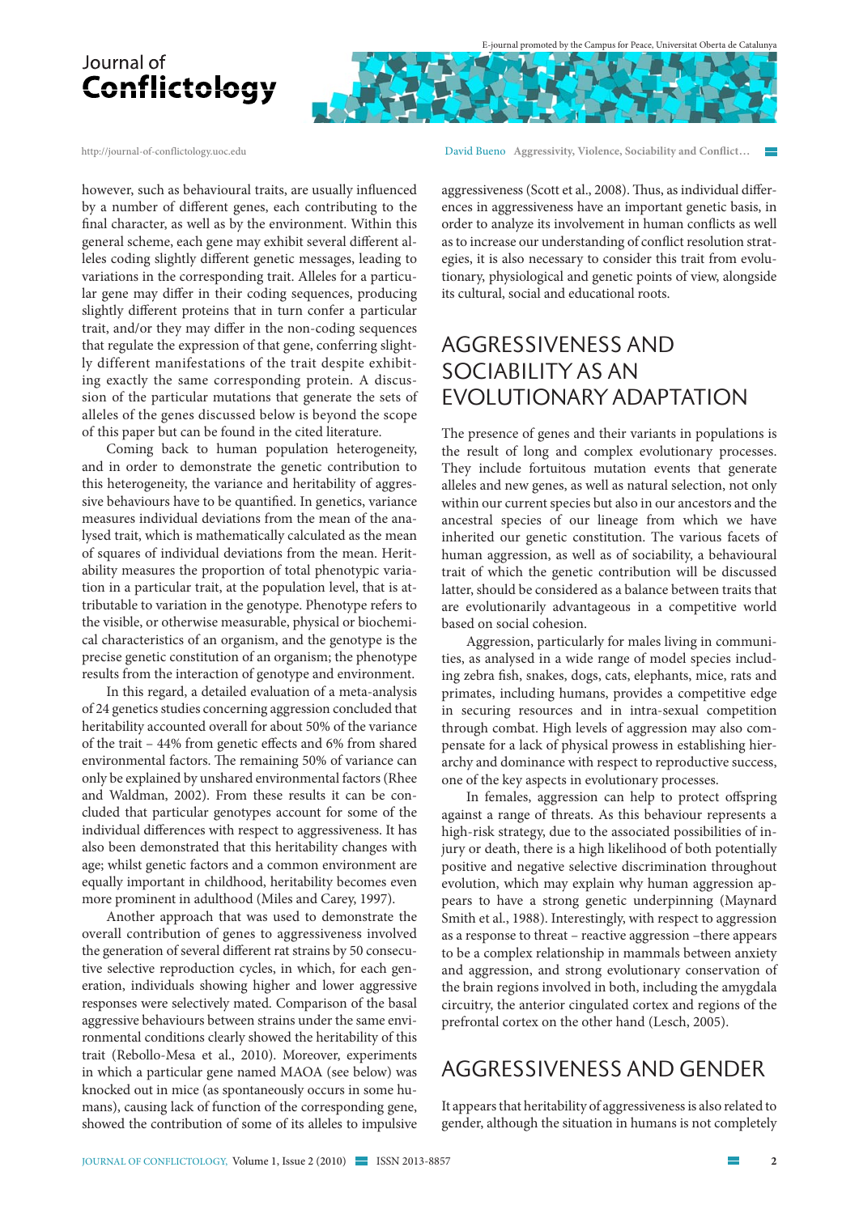however, such as behavioural traits, are usually influenced by a number of different genes, each contributing to the final character, as well as by the environment. Within this general scheme, each gene may exhibit several different alleles coding slightly different genetic messages, leading to variations in the corresponding trait. Alleles for a particular gene may differ in their coding sequences, producing slightly different proteins that in turn confer a particular trait, and/or they may differ in the non-coding sequences that regulate the expression of that gene, conferring slightly different manifestations of the trait despite exhibiting exactly the same corresponding protein. A discussion of the particular mutations that generate the sets of alleles of the genes discussed below is beyond the scope of this paper but can be found in the cited literature.

Coming back to human population heterogeneity, and in order to demonstrate the genetic contribution to this heterogeneity, the variance and heritability of aggressive behaviours have to be quantified. In genetics, variance measures individual deviations from the mean of the analysed trait, which is mathematically calculated as the mean of squares of individual deviations from the mean. Heritability measures the proportion of total phenotypic variation in a particular trait, at the population level, that is attributable to variation in the genotype. Phenotype refers to the visible, or otherwise measurable, physical or biochemical characteristics of an organism, and the genotype is the precise genetic constitution of an organism; the phenotype results from the interaction of genotype and environment.

In this regard, a detailed evaluation of a meta-analysis of 24 genetics studies concerning aggression concluded that heritability accounted overall for about 50% of the variance of the trait – 44% from genetic effects and 6% from shared environmental factors. The remaining 50% of variance can only be explained by unshared environmental factors (Rhee and Waldman, 2002). From these results it can be concluded that particular genotypes account for some of the individual differences with respect to aggressiveness. It has also been demonstrated that this heritability changes with age; whilst genetic factors and a common environment are equally important in childhood, heritability becomes even more prominent in adulthood (Miles and Carey, 1997).

Another approach that was used to demonstrate the overall contribution of genes to aggressiveness involved the generation of several different rat strains by 50 consecutive selective reproduction cycles, in which, for each generation, individuals showing higher and lower aggressive responses were selectively mated. Comparison of the basal aggressive behaviours between strains under the same environmental conditions clearly showed the heritability of this trait (Rebollo-Mesa et al., 2010). Moreover, experiments in which a particular gene named MAOA (see below) was knocked out in mice (as spontaneously occurs in some humans), causing lack of function of the corresponding gene, showed the contribution of some of its alleles to impulsive aggressiveness (Scott et al., 2008). Thus, as individual differences in aggressiveness have an important genetic basis, in order to analyze its involvement in human conflicts as well as to increase our understanding of conflict resolution strategies, it is also necessary to consider this trait from evolutionary, physiological and genetic points of view, alongside its cultural, social and educational roots.

## AGGRESSIVENESS AND SOCIABILITY AS AN EVOLUTIONARY ADAPTATION

The presence of genes and their variants in populations is the result of long and complex evolutionary processes. They include fortuitous mutation events that generate alleles and new genes, as well as natural selection, not only within our current species but also in our ancestors and the ancestral species of our lineage from which we have inherited our genetic constitution. The various facets of human aggression, as well as of sociability, a behavioural trait of which the genetic contribution will be discussed latter, should be considered as a balance between traits that are evolutionarily advantageous in a competitive world based on social cohesion.

Aggression, particularly for males living in communities, as analysed in a wide range of model species including zebra fish, snakes, dogs, cats, elephants, mice, rats and primates, including humans, provides a competitive edge in securing resources and in intra-sexual competition through combat. High levels of aggression may also compensate for a lack of physical prowess in establishing hierarchy and dominance with respect to reproductive success, one of the key aspects in evolutionary processes.

In females, aggression can help to protect offspring against a range of threats. As this behaviour represents a high-risk strategy, due to the associated possibilities of injury or death, there is a high likelihood of both potentially positive and negative selective discrimination throughout evolution, which may explain why human aggression appears to have a strong genetic underpinning (Maynard Smith et al., 1988). Interestingly, with respect to aggression as a response to threat – reactive aggression –there appears to be a complex relationship in mammals between anxiety and aggression, and strong evolutionary conservation of the brain regions involved in both, including the amygdala circuitry, the anterior cingulated cortex and regions of the prefrontal cortex on the other hand (Lesch, 2005).

## AGGRESSIVENESS AND GENDER

It appears that heritability of aggressiveness is also related to gender, although the situation in humans is not completely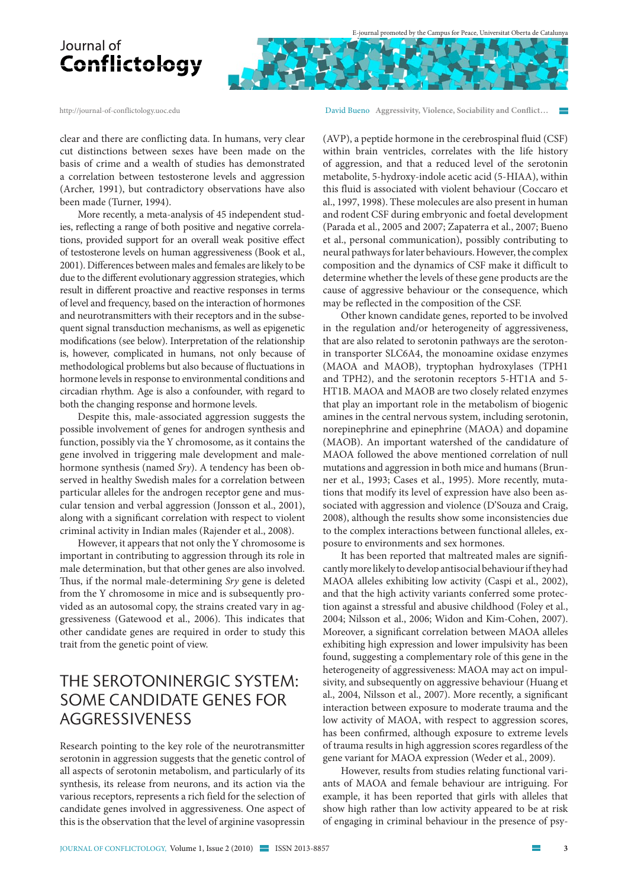clear and there are conflicting data. In humans, very clear cut distinctions between sexes have been made on the basis of crime and a wealth of studies has demonstrated a correlation between testosterone levels and aggression (Archer, 1991), but contradictory observations have also been made (Turner, 1994).

More recently, a meta-analysis of 45 independent studies, reflecting a range of both positive and negative correlations, provided support for an overall weak positive effect of testosterone levels on human aggressiveness (Book et al., 2001). Differences between males and females are likely to be due to the different evolutionary aggression strategies, which result in different proactive and reactive responses in terms of level and frequency, based on the interaction of hormones and neurotransmitters with their receptors and in the subsequent signal transduction mechanisms, as well as epigenetic modifications (see below). Interpretation of the relationship is, however, complicated in humans, not only because of methodological problems but also because of fluctuations in hormone levels in response to environmental conditions and circadian rhythm. Age is also a confounder, with regard to both the changing response and hormone levels.

Despite this, male-associated aggression suggests the possible involvement of genes for androgen synthesis and function, possibly via the Y chromosome, as it contains the gene involved in triggering male development and male-hormone synthesis (named *Sry*). A tendency has been observed in healthy Swedish males for a correlation between particular alleles for the androgen receptor gene and muscular tension and verbal aggression (Jonsson et al., 2001), along with a significant correlation with respect to violent criminal activity in Indian males (Rajender et al., 2008).

However, it appears that not only the Y chromosome is important in contributing to aggression through its role in male determination, but that other genes are also involved. Thus, if the normal male-determining *Sry* gene is deleted from the Y chromosome in mice and is subsequently provided as an autosomal copy, the strains created vary in aggressiveness (Gatewood et al., 2006). This indicates that other candidate genes are required in order to study this trait from the genetic point of view.

## THE SEROTONINERGIC SYSTEM: SOME CANDIDATE GENES FOR AGGRESSIVENESS

Research pointing to the key role of the neurotransmitter serotonin in aggression suggests that the genetic control of all aspects of serotonin metabolism, and particularly of its synthesis, its release from neurons, and its action via the various receptors, represents a rich field for the selection of candidate genes involved in aggressiveness. One aspect of this is the observation that the level of arginine vasopressin (AVP), a peptide hormone in the cerebrospinal fluid (CSF) within brain ventricles, correlates with the life history of aggression, and that a reduced level of the serotonin metabolite, 5-hydroxy-indole acetic acid (5-HIAA), within this fluid is associated with violent behaviour (Coccaro et al., 1997, 1998). These molecules are also present in human and rodent CSF during embryonic and foetal development (Parada et al., 2005 and 2007; Zapaterra et al., 2007; Bueno et al., personal communication), possibly contributing to neural pathways for later behaviours. However, the complex composition and the dynamics of CSF make it difficult to determine whether the levels of these gene products are the cause of aggressive behaviour or the consequence, which may be reflected in the composition of the CSF.

Other known candidate genes, reported to be involved in the regulation and/or heterogeneity of aggressiveness, that are also related to serotonin pathways are the serotonin transporter SLC6A4, the monoamine oxidase enzymes (MAOA and MAOB), tryptophan hydroxylases (TPH1 and TPH2), and the serotonin receptors 5-HT1A and 5-HT1B. MAOA and MAOB are two closely related enzymes that play an important role in the metabolism of biogenic amines in the central nervous system, including serotonin, norepinephrine and epinephrine (MAOA) and dopamine (MAOB). An important watershed of the candidature of MAOA followed the above mentioned correlation of null mutations and aggression in both mice and humans (Brunner et al., 1993; Cases et al., 1995). More recently, mutations that modify its level of expression have also been associated with aggression and violence (D'Souza and Craig, 2008), although the results show some inconsistencies due to the complex interactions between functional alleles, exposure to environments and sex hormones.

It has been reported that maltreated males are significantly more likely to develop antisocial behaviour if they had MAOA alleles exhibiting low activity (Caspi et al., 2002), and that the high activity variants conferred some protection against a stressful and abusive childhood (Foley et al., 2004; Nilsson et al., 2006; Widon and Kim-Cohen, 2007). Moreover, a significant correlation between MAOA alleles exhibiting high expression and lower impulsivity has been found, suggesting a complementary role of this gene in the heterogeneity of aggressiveness: MAOA may act on impulsivity, and subsequently on aggressive behaviour (Huang et al., 2004, Nilsson et al., 2007). More recently, a significant interaction between exposure to moderate trauma and the low activity of MAOA, with respect to aggression scores, has been confirmed, although exposure to extreme levels of trauma results in high aggression scores regardless of the gene variant for MAOA expression (Weder et al., 2009).

However, results from studies relating functional variants of MAOA and female behaviour are intriguing. For example, it has been reported that girls with alleles that show high rather than low activity appeared to be at risk of engaging in criminal behaviour in the presence of psy-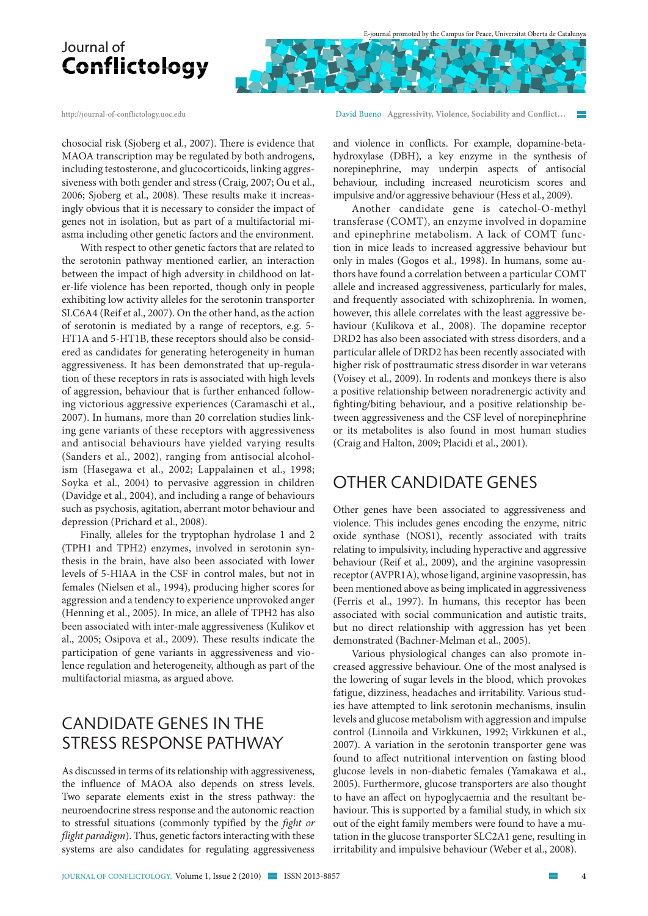chosocial risk (Sjoberg et al., 2007). There is evidence that MAOA transcription may be regulated by both androgens, including testosterone, and glucocorticoids, linking aggressiveness with both gender and stress (Craig, 2007; Ou et al., 2006; Sjoberg et al., 2008). These results make it increasingly obvious that it is necessary to consider the impact of genes not in isolation, but as part of a multifactorial miasma including other genetic factors and the environment.

With respect to other genetic factors that are related to the serotonin pathway mentioned earlier, an interaction between the impact of high adversity in childhood on later-life violence has been reported, though only in people exhibiting low activity alleles for the serotonin transporter SLC6A4 (Reif et al., 2007). On the other hand, as the action of serotonin is mediated by a range of receptors, e.g. 5-HT1A and 5-HT1B, these receptors should also be considered as candidates for generating heterogeneity in human aggressiveness. It has been demonstrated that up-regulation of these receptors in rats is associated with high levels of aggression, behaviour that is further enhanced following victorious aggressive experiences (Caramaschi et al., 2007). In humans, more than 20 correlation studies linking gene variants of these receptors with aggressiveness and antisocial behaviours have yielded varying results (Sanders et al., 2002), ranging from antisocial alcoholism (Hasegawa et al., 2002; Lappalainen et al., 1998; Soyka et al., 2004) to pervasive aggression in children (Davidge et al., 2004), and including a range of behaviours such as psychosis, agitation, aberrant motor behaviour and depression (Prichard et al., 2008).

Finally, alleles for the tryptophan hydrolase 1 and 2 (TPH1 and TPH2) enzymes, involved in serotonin synthesis in the brain, have also been associated with lower levels of 5-HIAA in the CSF in control males, but not in females (Nielsen et al., 1994), producing higher scores for aggression and a tendency to experience unprovoked anger (Henning et al., 2005). In mice, an allele of TPH2 has also been associated with inter-male aggressiveness (Kulikov et al., 2005; Osipova et al., 2009). These results indicate the participation of gene variants in aggressiveness and violence regulation and heterogeneity, although as part of the multifactorial miasma, as argued above.

## CANDIDATE GENES IN THE STRESS RESPONSE PATHWAY

As discussed in terms of its relationship with aggressiveness, the influence of MAOA also depends on stress levels. Two separate elements exist in the stress pathway: the neuroendocrine stress response and the autonomic reaction to stressful situations (commonly typified by the *fight or flight paradigm*). Thus, genetic factors interacting with these systems are also candidates for regulating aggressiveness and violence in conflicts. For example, dopamine-beta-hydroxylase (DBH), a key enzyme in the synthesis of norepinephrine, may underpin aspects of antisocial behaviour, including increased neuroticism scores and impulsive and/or aggressive behaviour (Hess et al., 2009).

Another candidate gene is catechol-O-methyl transferase (COMT), an enzyme involved in dopamine and epinephrine metabolism. A lack of COMT function in mice leads to increased aggressive behaviour but only in males (Gogos et al., 1998). In humans, some authors have found a correlation between a particular COMT allele and increased aggressiveness, particularly for males, and frequently associated with schizophrenia. In women, however, this allele correlates with the least aggressive behaviour (Kulikova et al., 2008). The dopamine receptor DRD2 has also been associated with stress disorders, and a particular allele of DRD2 has been recently associated with higher risk of posttraumatic stress disorder in war veterans (Voisey et al., 2009). In rodents and monkeys there is also a positive relationship between noradrenergic activity and fighting/biting behaviour, and a positive relationship between aggressiveness and the CSF level of norepinephrine or its metabolites is also found in most human studies (Craig and Halton, 2009; Placidi et al., 2001).

## OTHER CANDIDATE GENES

Other genes have been associated to aggressiveness and violence. This includes genes encoding the enzyme, nitric oxide synthase (NOS1), recently associated with traits relating to impulsivity, including hyperactive and aggressive behaviour (Reif et al., 2009), and the arginine vasopressin receptor (AVPR1A), whose ligand, arginine vasopressin, has been mentioned above as being implicated in aggressiveness (Ferris et al., 1997). In humans, this receptor has been associated with social communication and autistic traits, but no direct relationship with aggression has yet been demonstrated (Bachner-Melman et al., 2005).

Various physiological changes can also promote increased aggressive behaviour. One of the most analysed is the lowering of sugar levels in the blood, which provokes fatigue, dizziness, headaches and irritability. Various studies have attempted to link serotonin mechanisms, insulin levels and glucose metabolism with aggression and impulse control (Linnoila and Virkkunen, 1992; Virkkunen et al., 2007). A variation in the serotonin transporter gene was found to affect nutritional intervention on fasting blood glucose levels in non-diabetic females (Yamakawa et al., 2005). Furthermore, glucose transporters are also thought to have an affect on hypoglycaemia and the resultant behaviour. This is supported by a familial study, in which six out of the eight family members were found to have a mutation in the glucose transporter SLC2A1 gene, resulting in irritability and impulsive behaviour (Weber et al., 2008).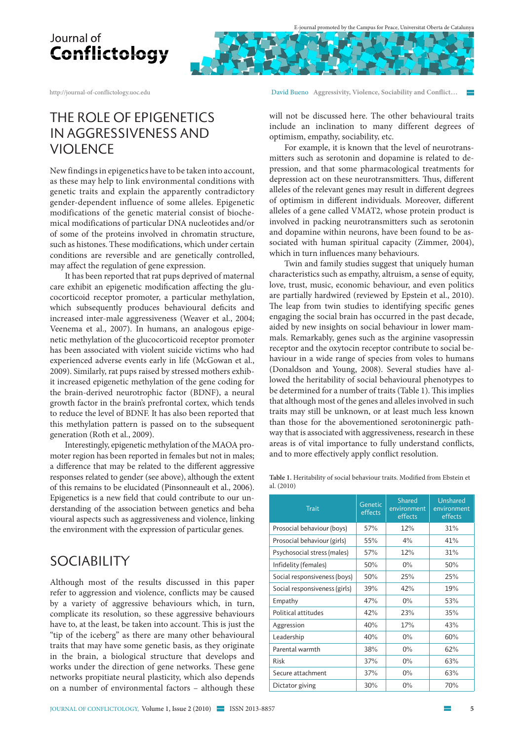## THE ROLE OF EPIGENETICS IN AGGRESSIVENESS AND VIOLENCE

New findings in epigenetics have to be taken into account, as these may help to link environmental conditions with genetic traits and explain the apparently contradictory gender-dependent influence of some alleles. Epigenetic modifications of the genetic material consist of biochemical modifications of particular DNA nucleotides and/or of some of the proteins involved in chromatin structure, such as histones. These modifications, which under certain conditions are reversible and are genetically controlled, may affect the regulation of gene expression.

It has been reported that rat pups deprived of maternal care exhibit an epigenetic modification affecting the glucocorticoid receptor promoter, a particular methylation, which subsequently produces behavioural deficits and increased inter-male aggressiveness (Weaver et al., 2004; Veenema et al., 2007). In humans, an analogous epigenetic methylation of the glucocorticoid receptor promoter has been associated with violent suicide victims who had experienced adverse events early in life (McGowan et al., 2009). Similarly, rat pups raised by stressed mothers exhibit increased epigenetic methylation of the gene coding for the brain-derived neurotrophic factor (BDNF), a neural growth factor in the brain's prefrontal cortex, which tends to reduce the level of BDNF. It has also been reported that this methylation pattern is passed on to the subsequent generation (Roth et al., 2009).

Interestingly, epigenetic methylation of the MAOA promoter region has been reported in females but not in males; a difference that may be related to the different aggressive responses related to gender (see above), although the extent of this remains to be elucidated (Pinsonneault et al., 2006). Epigenetics is a new field that could contribute to our understanding of the association between genetics and behaviour aspects such as aggressiveness and violence, linking the environment with the expression of particular genes.

## SOCIABILITY

Although most of the results discussed in this paper refer to aggression and violence, conflicts may be caused by a variety of aggressive behaviours which, in turn, complicate its resolution, so these aggressive behaviours have to, at the least, be taken into account. This is just the "tip of the iceberg" as there are many other behavioural traits that may have some genetic basis, as they originate in the brain, a biological structure that develops and works under the direction of gene networks. These gene networks propitiate neural plasticity, which also depends on a number of environmental factors – although these will not be discussed here. The other behavioural traits include an inclination to many different degrees of optimism, empathy, sociability, etc.

For example, it is known that the level of neurotransmitters such as serotonin and dopamine is related to depression, and that some pharmacological treatments for depression act on these neurotransmitters. Thus, different alleles of the relevant genes may result in different degrees of optimism in different individuals. Moreover, different alleles of a gene called VMAT2, whose protein product is involved in packing neurotransmitters such as serotonin and dopamine within neurons, have been found to be associated with human spiritual capacity (Zimmer, 2004), which in turn influences many behaviours.

Twin and family studies suggest that uniquely human characteristics such as empathy, altruism, a sense of equity, love, trust, music, economic behaviour, and even politics are partially hardwired (reviewed by Epstein et al., 2010). The leap from twin studies to identifying specific genes engaging the social brain has occurred in the past decade, aided by new insights on social behaviour in lower mammals. Remarkably, genes such as the arginine vasopressin receptor and the oxytocin receptor contribute to social behaviour in a wide range of species from voles to humans (Donaldson and Young, 2008). Several studies have allowed the heritability of social behavioural phenotypes to be determined for a number of traits (Table 1). This implies that although most of the genes and alleles involved in such traits may still be unknown, or at least much less known than those for the abovementioned serotoninergic pathway that is associated with aggressiveness, research in these areas is of vital importance to fully understand conflicts, and to more effectively apply conflict resolution.

**Table 1.** Heritability of social behaviour traits. Modified from Ebstein et al. (2010)

| Trait | Genetic effects | Shared environment effects | Unshared environment effects |
|---|---|---|---|
| Prosocial behaviour (boys) | 57% | 12% | 31% |
| Prosocial behaviour (girls) | 55% | 4% | 41% |
| Psychosocial stress (males) | 57% | 12% | 31% |
| Infidelity (females) | 50% | 0% | 50% |
| Social responsiveness (boys) | 50% | 25% | 25% |
| Social responsiveness (girls) | 39% | 42% | 19% |
| Empathy | 47% | 0% | 53% |
| Political attitudes | 42% | 23% | 35% |
| Aggression | 40% | 17% | 43% |
| Leadership | 40% | 0% | 60% |
| Parental warmth | 38% | 0% | 62% |
| Risk | 37% | 0% | 63% |
| Secure attachment | 37% | 0% | 63% |
| Dictator giving | 30% | 0% | 70% |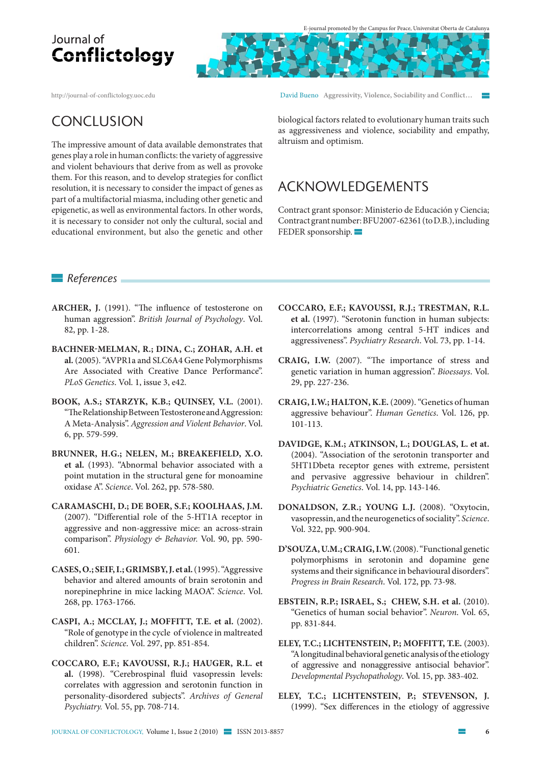## CONCLUSION

The impressive amount of data available demonstrates that genes play a role in human conflicts: the variety of aggressive and violent behaviours that derive from as well as provoke them. For this reason, and to develop strategies for conflict resolution, it is necessary to consider the impact of genes as part of a multifactorial miasma, including other genetic and epigenetic, as well as environmental factors. In other words, it is necessary to consider not only the cultural, social and educational environment, but also the genetic and other biological factors related to evolutionary human traits such as aggressiveness and violence, sociability and empathy, altruism and optimism.

## ACKNOWLEDGEMENTS

Contract grant sponsor: Ministerio de Educación y Ciencia; Contract grant number: BFU2007-62361 (to D.B.), including FEDER sponsorship.

### *References*

**ARCHER, J.** (1991). "The influence of testosterone on human aggression". *British Journal of Psychology*. Vol. 82, pp. 1-28.

**BACHNER-MELMAN, R.; DINA, C.; ZOHAR, A.H. et al.** (2005). "AVPR1a and SLC6A4 Gene Polymorphisms Are Associated with Creative Dance Performance". *PLoS Genetics*. Vol. 1, issue 3, e42.

**BOOK, A.S.; STARZYK, K.B.; QUINSEY, V.L.** (2001). "The Relationship Between Testosterone and Aggression: A Meta-Analysis". *Aggression and Violent Behavior*. Vol. 6, pp. 579-599.

**BRUNNER, H.G.; NELEN, M.; BREAKEFIELD, X.O. et al.** (1993). "Abnormal behavior associated with a point mutation in the structural gene for monoamine oxidase A". *Science*. Vol. 262, pp. 578-580.

**CARAMASCHI, D.; DE BOER, S.F.; KOOLHAAS, J.M.** (2007). "Differential role of the 5-HT1A receptor in aggressive and non-aggressive mice: an across-strain comparison". *Physiology & Behavior.* Vol. 90, pp. 590-601.

**CASES, O.; SEIF, I.; GRIMSBY, J. et al.** (1995). "Aggressive behavior and altered amounts of brain serotonin and norepinephrine in mice lacking MAOA". *Science*. Vol. 268, pp. 1763-1766.

**CASPI, A.; MCCLAY, J.; MOFFITT, T.E. et al.** (2002). "Role of genotype in the cycle of violence in maltreated children". *Science*. Vol. 297, pp. 851-854.

**COCCARO, E.F.; KAVOUSSI, R.J.; HAUGER, R.L. et al.** (1998). "Cerebrospinal fluid vasopressin levels: correlates with aggression and serotonin function in personality-disordered subjects". *Archives of General Psychiatry.* Vol. 55, pp. 708-714.

**COCCARO, E.F.; KAVOUSSI, R.J.; TRESTMAN, R.L. et al.** (1997). "Serotonin function in human subjects: intercorrelations among central 5-HT indices and aggressiveness". *Psychiatry Research*. Vol. 73, pp. 1-14.

**CRAIG, I.W.** (2007). "The importance of stress and genetic variation in human aggression". *Bioessays*. Vol. 29, pp. 227-236.

**CRAIG, I.W.; HALTON, K.E.** (2009). "Genetics of human aggressive behaviour". *Human Genetics*. Vol. 126, pp. 101-113.

**DAVIDGE, K.M.; ATKINSON, L.; DOUGLAS, L. et at.** (2004). "Association of the serotonin transporter and 5HT1Dbeta receptor genes with extreme, persistent and pervasive aggressive behaviour in children". *Psychiatric Genetics*. Vol. 14, pp. 143-146.

**DONALDSON, Z.R.; YOUNG L.J.** (2008). "Oxytocin, vasopressin, and the neurogenetics of sociality". *Science*. Vol. 322, pp. 900-904.

**D'SOUZA, U.M.; CRAIG, I.W.** (2008). "Functional genetic polymorphisms in serotonin and dopamine gene systems and their significance in behavioural disorders". *Progress in Brain Research*. Vol. 172, pp. 73-98.

**EBSTEIN, R.P.; ISRAEL, S.; CHEW, S.H. et al.** (2010). "Genetics of human social behavior". *Neuron*. Vol. 65, pp. 831-844.

**ELEY, T.C.; LICHTENSTEIN, P.; MOFFITT, T.E.** (2003). "A longitudinal behavioral genetic analysis of the etiology of aggressive and nonaggressive antisocial behavior". *Developmental Psychopathology*. Vol. 15, pp. 383-402.

**ELEY, T.C.; LICHTENSTEIN, P.; STEVENSON, J.** (1999). "Sex differences in the etiology of aggressive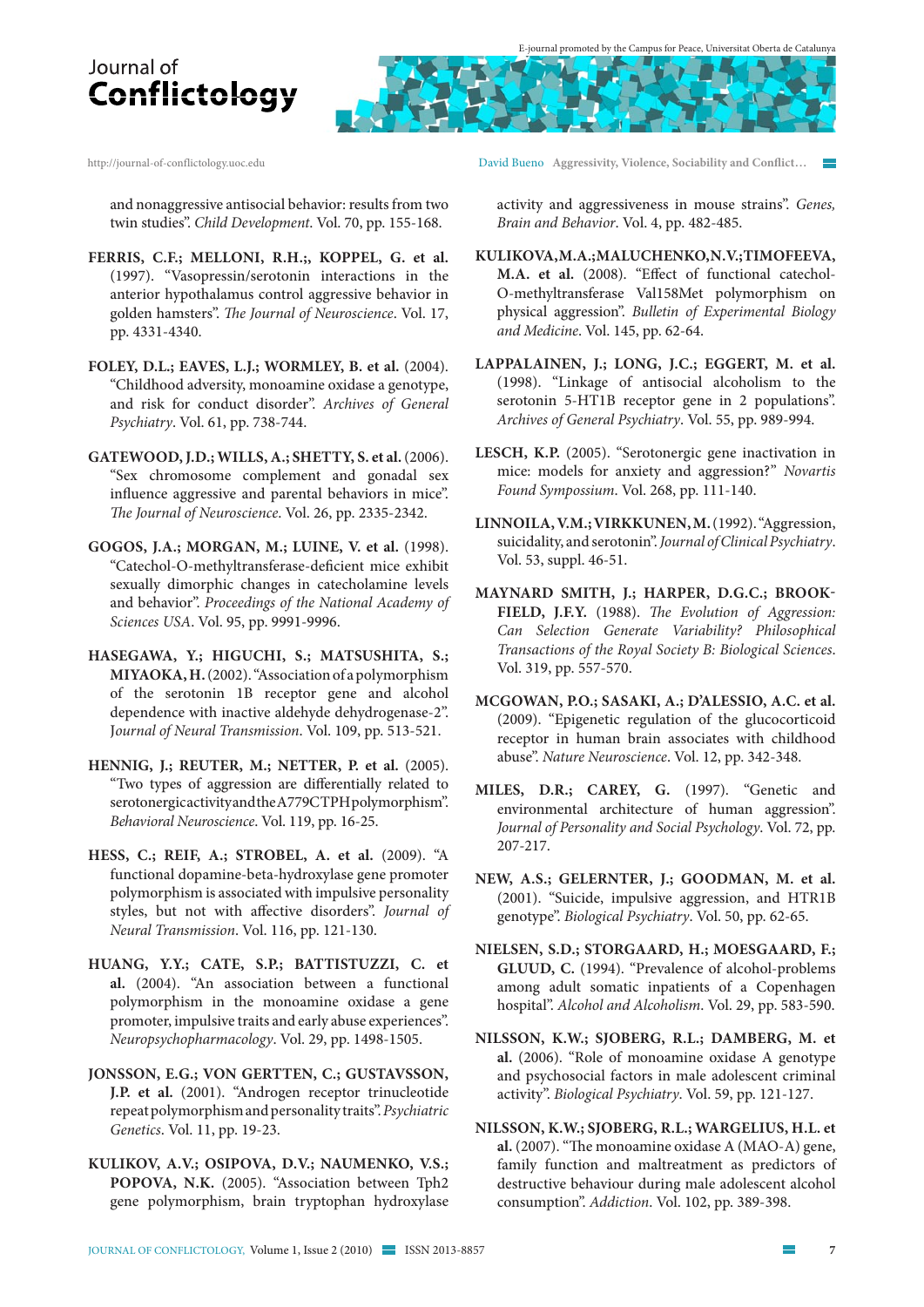and nonaggressive antisocial behavior: results from two twin studies". *Child Development*. Vol. 70, pp. 155-168.

**FERRIS, C.F.; MELLONI, R.H.;, KOPPEL, G. et al.** (1997). "Vasopressin/serotonin interactions in the anterior hypothalamus control aggressive behavior in golden hamsters". *The Journal of Neuroscience*. Vol. 17, pp. 4331-4340.

**FOLEY, D.L.; EAVES, L.J.; WORMLEY, B. et al.** (2004). "Childhood adversity, monoamine oxidase a genotype, and risk for conduct disorder". *Archives of General Psychiatry*. Vol. 61, pp. 738-744.

**GATEWOOD, J.D.; WILLS, A.; SHETTY, S. et al.** (2006). "Sex chromosome complement and gonadal sex influence aggressive and parental behaviors in mice". *The Journal of Neuroscience*. Vol. 26, pp. 2335-2342.

**GOGOS, J.A.; MORGAN, M.; LUINE, V. et al.** (1998). "Catechol-O-methyltransferase-deficient mice exhibit sexually dimorphic changes in catecholamine levels and behavior". *Proceedings of the National Academy of Sciences USA*. Vol. 95, pp. 9991-9996.

**HASEGAWA, Y.; HIGUCHI, S.; MATSUSHITA, S.; MIYAOKA, H.** (2002). "Association of a polymorphism of the serotonin 1B receptor gene and alcohol dependence with inactive aldehyde dehydrogenase-2". *Journal of Neural Transmission*. Vol. 109, pp. 513-521.

**HENNIG, J.; REUTER, M.; NETTER, P. et al.** (2005). "Two types of aggression are differentially related to serotonergic activity and the A779C TPH polymorphism". *Behavioral Neuroscience*. Vol. 119, pp. 16-25.

**HESS, C.; REIF, A.; STROBEL, A. et al.** (2009). "A functional dopamine-beta-hydroxylase gene promoter polymorphism is associated with impulsive personality styles, but not with affective disorders". *Journal of Neural Transmission*. Vol. 116, pp. 121-130.

**HUANG, Y.Y.; CATE, S.P.; BATTISTUZZI, C. et al.** (2004). "An association between a functional polymorphism in the monoamine oxidase a gene promoter, impulsive traits and early abuse experiences". *Neuropsychopharmacology*. Vol. 29, pp. 1498-1505.

**JONSSON, E.G.; VON GERTTEN, C.; GUSTAVSSON, J.P. et al.** (2001). "Androgen receptor trinucleotide repeat polymorphism and personality traits". *Psychiatric Genetics*. Vol. 11, pp. 19-23.

**KULIKOV, A.V.; OSIPOVA, D.V.; NAUMENKO, V.S.; POPOVA, N.K.** (2005). "Association between Tph2 gene polymorphism, brain tryptophan hydroxylase activity and aggressiveness in mouse strains". *Genes, Brain and Behavior*. Vol. 4, pp. 482-485.

**KULIKOVA, M.A.; MALUCHENKO, N.V.; TIMOFEEVA, M.A. et al.** (2008). "Effect of functional catechol-O-methyltransferase Val158Met polymorphism on physical aggression". *Bulletin of Experimental Biology and Medicine*. Vol. 145, pp. 62-64.

**LAPPALAINEN, J.; LONG, J.C.; EGGERT, M. et al.** (1998). "Linkage of antisocial alcoholism to the serotonin 5-HT1B receptor gene in 2 populations". *Archives of General Psychiatry*. Vol. 55, pp. 989-994.

**LESCH, K.P.** (2005). "Serotonergic gene inactivation in mice: models for anxiety and aggression?" *Novartis Found Sympossium*. Vol. 268, pp. 111-140.

**LINNOILA, V.M.; VIRKKUNEN, M.** (1992). "Aggression, suicidality, and serotonin". *Journal of Clinical Psychiatry*. Vol. 53, suppl. 46-51.

**MAYNARD SMITH, J.; HARPER, D.G.C.; BROOKFIELD, J.F.Y.** (1988). *The Evolution of Aggression: Can Selection Generate Variability? Philosophical Transactions of the Royal Society B: Biological Sciences*. Vol. 319, pp. 557-570.

**MCGOWAN, P.O.; SASAKI, A.; D'ALESSIO, A.C. et al.** (2009). "Epigenetic regulation of the glucocorticoid receptor in human brain associates with childhood abuse". *Nature Neuroscience*. Vol. 12, pp. 342-348.

**MILES, D.R.; CAREY, G.** (1997). "Genetic and environmental architecture of human aggression". *Journal of Personality and Social Psychology*. Vol. 72, pp. 207-217.

**NEW, A.S.; GELERNTER, J.; GOODMAN, M. et al.** (2001). "Suicide, impulsive aggression, and HTR1B genotype". *Biological Psychiatry*. Vol. 50, pp. 62-65.

**NIELSEN, S.D.; STORGAARD, H.; MOESGAARD, F.; GLUUD, C.** (1994). "Prevalence of alcohol-problems among adult somatic inpatients of a Copenhagen hospital". *Alcohol and Alcoholism*. Vol. 29, pp. 583-590.

**NILSSON, K.W.; SJOBERG, R.L.; DAMBERG, M. et al.** (2006). "Role of monoamine oxidase A genotype and psychosocial factors in male adolescent criminal activity". *Biological Psychiatry*. Vol. 59, pp. 121-127.

**NILSSON, K.W.; SJOBERG, R.L.; WARGELIUS, H.L. et al.** (2007). "The monoamine oxidase A (MAO-A) gene, family function and maltreatment as predictors of destructive behaviour during male adolescent alcohol consumption". *Addiction*. Vol. 102, pp. 389-398.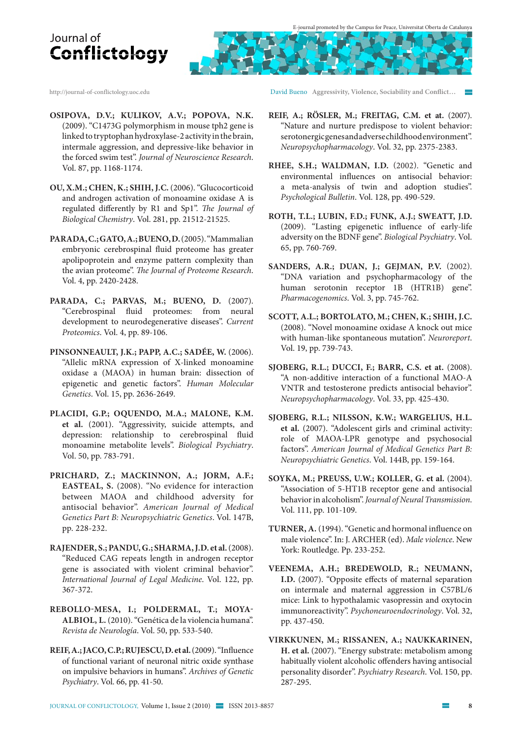**OSIPOVA, D.V.; KULIKOV, A.V.; POPOVA, N.K.** (2009). "C1473G polymorphism in mouse tph2 gene is linked to tryptophan hydroxylase-2 activity in the brain, intermale aggression, and depressive-like behavior in the forced swim test". *Journal of Neuroscience Research*. Vol. 87, pp. 1168-1174.

**OU, X.M.; CHEN, K.; SHIH, J.C.** (2006). "Glucocorticoid and androgen activation of monoamine oxidase A is regulated differently by R1 and Sp1". *The Journal of Biological Chemistry*. Vol. 281, pp. 21512-21525.

**PARADA, C.; GATO, A.; BUENO, D.** (2005). "Mammalian embryonic cerebrospinal fluid proteome has greater apolipoprotein and enzyme pattern complexity than the avian proteome". *The Journal of Proteome Research*. Vol. 4, pp. 2420-2428.

**PARADA, C.; PARVAS, M.; BUENO, D.** (2007). "Cerebrospinal fluid proteomes: from neural development to neurodegenerative diseases". *Current Proteomics*. Vol. 4, pp. 89-106.

**PINSONNEAULT, J.K.; PAPP, A.C.; SADÉE, W.** (2006). "Allelic mRNA expression of X-linked monoamine oxidase a (MAOA) in human brain: dissection of epigenetic and genetic factors". *Human Molecular Genetics*. Vol. 15, pp. 2636-2649.

**PLACIDI, G.P.; OQUENDO, M.A.; MALONE, K.M. et al.** (2001). "Aggressivity, suicide attempts, and depression: relationship to cerebrospinal fluid monoamine metabolite levels". *Biological Psychiatry*. Vol. 50, pp. 783-791.

**PRICHARD, Z.; MACKINNON, A.; JORM, A.F.; EASTEAL, S.** (2008). "No evidence for interaction between MAOA and childhood adversity for antisocial behavior". *American Journal of Medical Genetics Part B: Neuropsychiatric Genetics*. Vol. 147B, pp. 228-232.

**RAJENDER, S.; PANDU, G.; SHARMA, J.D. et al.** (2008). "Reduced CAG repeats length in androgen receptor gene is associated with violent criminal behavior". *International Journal of Legal Medicine*. Vol. 122, pp. 367-372.

**REBOLLO-MESA, I.; POLDERMAL, T.; MOYA-ALBIOL, L.** (2010). "Genética de la violencia humana". *Revista de Neurología*. Vol. 50, pp. 533-540.

**REIF, A.; JACO, C.P.; RUJESCU, D. et al.** (2009). "Influence of functional variant of neuronal nitric oxide synthase on impulsive behaviors in humans". *Archives of Genetic Psychiatry*. Vol. 66, pp. 41-50.

**REIF, A.; RÖSLER, M.; FREITAG, C.M. et at.** (2007). "Nature and nurture predispose to violent behavior: serotonergic genes and adverse childhood environment". *Neuropsychopharmacology*. Vol. 32, pp. 2375-2383.

**RHEE, S.H.; WALDMAN, I.D.** (2002). "Genetic and environmental influences on antisocial behavior: a meta-analysis of twin and adoption studies". *Psychological Bulletin*. Vol. 128, pp. 490-529.

**ROTH, T.L.; LUBIN, F.D.; FUNK, A.J.; SWEATT, J.D.** (2009). "Lasting epigenetic influence of early-life adversity on the BDNF gene". *Biological Psychiatry*. Vol. 65, pp. 760-769.

**SANDERS, A.R.; DUAN, J.; GEJMAN, P.V.** (2002). "DNA variation and psychopharmacology of the human serotonin receptor 1B (HTR1B) gene". *Pharmacogenomics*. Vol. 3, pp. 745-762.

**SCOTT, A.L.; BORTOLATO, M.; CHEN, K.; SHIH, J.C.** (2008). "Novel monoamine oxidase A knock out mice with human-like spontaneous mutation". *Neuroreport*. Vol. 19, pp. 739-743.

**SJOBERG, R.L.; DUCCI, F.; BARR, C.S. et at.** (2008). "A non-additive interaction of a functional MAO-A VNTR and testosterone predicts antisocial behavior". *Neuropsychopharmacology*. Vol. 33, pp. 425-430.

**SJOBERG, R.L.; NILSSON, K.W.; WARGELIUS, H.L. et al.** (2007). "Adolescent girls and criminal activity: role of MAOA-LPR genotype and psychosocial factors". *American Journal of Medical Genetics Part B: Neuropsychiatric Genetics*. Vol. 144B, pp. 159-164.

**SOYKA, M.; PREUSS, U.W.; KOLLER, G. et al.** (2004). "Association of 5-HT1B receptor gene and antisocial behavior in alcoholism". *Journal of Neural Transmission*. Vol. 111, pp. 101-109.

**TURNER, A.** (1994). "Genetic and hormonal influence on male violence". In: J. ARCHER (ed). *Male violence*. New York: Routledge. Pp. 233-252.

**VEENEMA, A.H.; BREDEWOLD, R.; NEUMANN, I.D.** (2007). "Opposite effects of maternal separation on intermale and maternal aggression in C57BL/6 mice: Link to hypothalamic vasopressin and oxytocin immunoreactivity". *Psychoneuroendocrinology*. Vol. 32, pp. 437-450.

**VIRKKUNEN, M.; RISSANEN, A.; NAUKKARINEN, H. et al.** (2007). "Energy substrate: metabolism among habitually violent alcoholic offenders having antisocial personality disorder". *Psychiatry Research*. Vol. 150, pp. 287-295.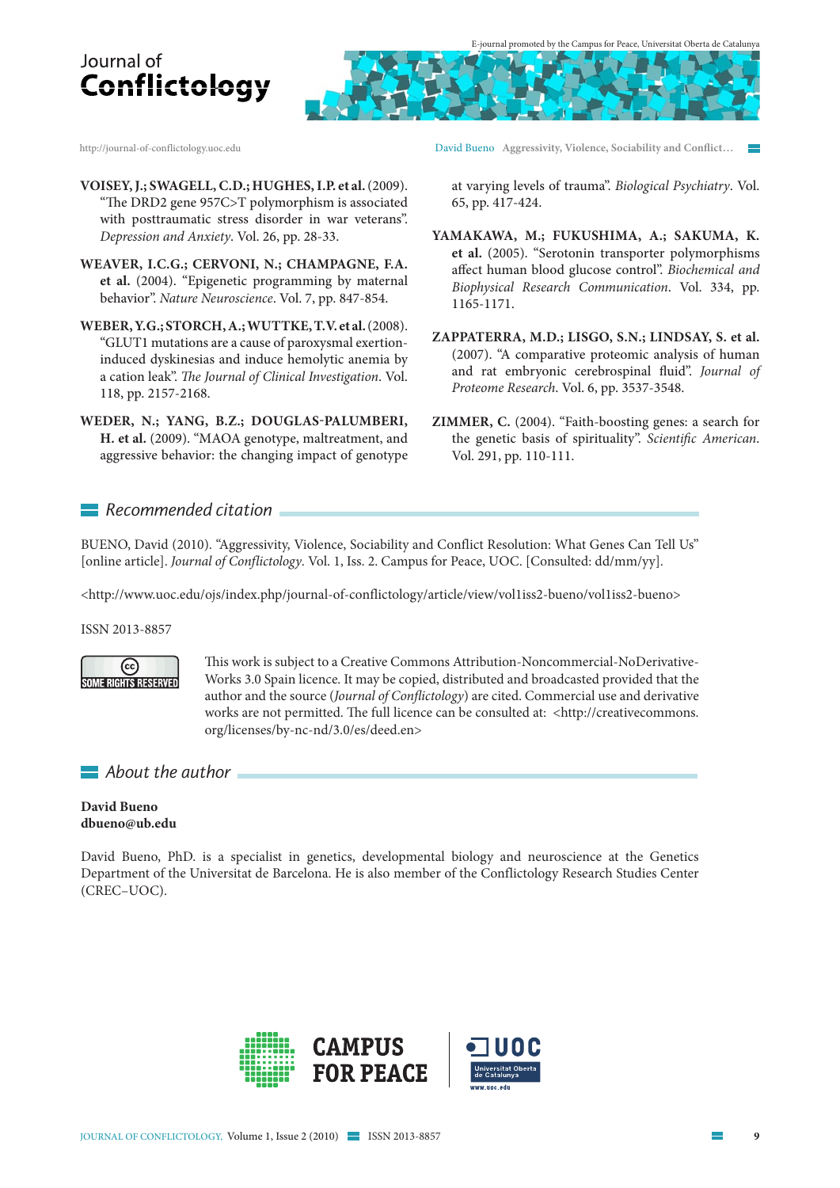VOISEY, J.; SWAGELL, C.D.; HUGHES, I.P. et al. (2009). "The DRD2 gene 957C>T polymorphism is associated with posttraumatic stress disorder in war veterans". *Depression and Anxiety*. Vol. 26, pp. 28-33.

WEAVER, I.C.G.; CERVONI, N.; CHAMPAGNE, F.A. et al. (2004). "Epigenetic programming by maternal behavior". *Nature Neuroscience*. Vol. 7, pp. 847-854.

WEBER, Y.G.; STORCH, A.; WUTTKE, T.V. et al. (2008). "GLUT1 mutations are a cause of paroxysmal exertion-induced dyskinesias and induce hemolytic anemia by a cation leak". *The Journal of Clinical Investigation*. Vol. 118, pp. 2157-2168.

WEDER, N.; YANG, B.Z.; DOUGLAS-PALUMBERI, H. et al. (2009). "MAOA genotype, maltreatment, and aggressive behavior: the changing impact of genotype at varying levels of trauma". *Biological Psychiatry*. Vol. 65, pp. 417-424.

YAMAKAWA, M.; FUKUSHIMA, A.; SAKUMA, K. et al. (2005). "Serotonin transporter polymorphisms affect human blood glucose control". *Biochemical and Biophysical Research Communication*. Vol. 334, pp. 1165-1171.

ZAPPATERRA, M.D.; LISGO, S.N.; LINDSAY, S. et al. (2007). "A comparative proteomic analysis of human and rat embryonic cerebrospinal fluid". *Journal of Proteome Research*. Vol. 6, pp. 3537-3548.

ZIMMER, C. (2004). "Faith-boosting genes: a search for the genetic basis of spirituality". *Scientific American*. Vol. 291, pp. 110-111.

## Recommended citation

BUENO, David (2010). "Aggressivity, Violence, Sociability and Conflict Resolution: What Genes Can Tell Us" [online article]. *Journal of Conflictology*. Vol. 1, Iss. 2. Campus for Peace, UOC. [Consulted: dd/mm/yy].

<http://www.uoc.edu/ojs/index.php/journal-of-conflictology/article/view/vol1iss2-bueno/vol1iss2-bueno>

ISSN 2013-8857

This work is subject to a Creative Commons Attribution-Noncommercial-NoDerivative-Works 3.0 Spain licence. It may be copied, distributed and broadcasted provided that the author and the source (*Journal of Conflictology*) are cited. Commercial use and derivative works are not permitted. The full licence can be consulted at: <http://creativecommons.org/licenses/by-nc-nd/3.0/es/deed.en>

## About the author

**David Bueno**
**dbueno@ub.edu**

David Bueno, PhD. is a specialist in genetics, developmental biology and neuroscience at the Genetics Department of the Universitat de Barcelona. He is also member of the Conflictology Research Studies Center (CREC–UOC).